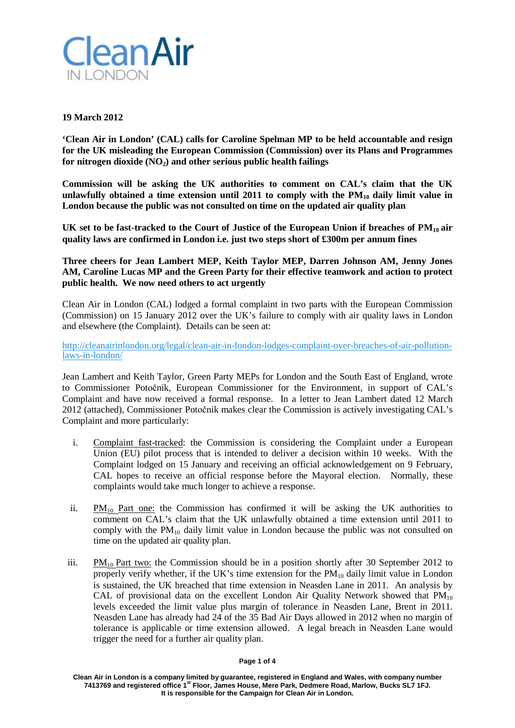**19 March 2012**

**'Clean Air in London' (CAL) calls for Caroline Spelman MP to be held accountable and resign for the UK misleading the European Commission (Commission) over its Plans and Programmes for nitrogen dioxide ($NO_2$) and other serious public health failings**

**Commission will be asking the UK authorities to comment on CAL's claim that the UK unlawfully obtained a time extension until 2011 to comply with the $PM_{10}$ daily limit value in London because the public was not consulted on time on the updated air quality plan**

**UK set to be fast-tracked to the Court of Justice of the European Union if breaches of $PM_{10}$ air quality laws are confirmed in London i.e. just two steps short of £300m per annum fines**

**Three cheers for Jean Lambert MEP, Keith Taylor MEP, Darren Johnson AM, Jenny Jones AM, Caroline Lucas MP and the Green Party for their effective teamwork and action to protect public health. We now need others to act urgently**

Clean Air in London (CAL) lodged a formal complaint in two parts with the European Commission (Commission) on 15 January 2012 over the UK's failure to comply with air quality laws in London and elsewhere (the Complaint). Details can be seen at:

http://cleanairinlondon.org/legal/clean-air-in-london-lodges-complaint-over-breaches-of-air-pollution-laws-in-london/

Jean Lambert and Keith Taylor, Green Party MEPs for London and the South East of England, wrote to Commissioner Potočnik, European Commissioner for the Environment, in support of CAL's Complaint and have now received a formal response. In a letter to Jean Lambert dated 12 March 2012 (attached), Commissioner Potočnik makes clear the Commission is actively investigating CAL's Complaint and more particularly:

i. Complaint fast-tracked: the Commission is considering the Complaint under a European Union (EU) pilot process that is intended to deliver a decision within 10 weeks. With the Complaint lodged on 15 January and receiving an official acknowledgement on 9 February, CAL hopes to receive an official response before the Mayoral election. Normally, these complaints would take much longer to achieve a response.

ii. $PM_{10}$ Part one: the Commission has confirmed it will be asking the UK authorities to comment on CAL's claim that the UK unlawfully obtained a time extension until 2011 to comply with the $PM_{10}$ daily limit value in London because the public was not consulted on time on the updated air quality plan.

iii. $PM_{10}$ Part two: the Commission should be in a position shortly after 30 September 2012 to properly verify whether, if the UK's time extension for the $PM_{10}$ daily limit value in London is sustained, the UK breached that time extension in Neasden Lane in 2011. An analysis by CAL of provisional data on the excellent London Air Quality Network showed that $PM_{10}$ levels exceeded the limit value plus margin of tolerance in Neasden Lane, Brent in 2011. Neasden Lane has already had 24 of the 35 Bad Air Days allowed in 2012 when no margin of tolerance is applicable or time extension allowed. A legal breach in Neasden Lane would trigger the need for a further air quality plan.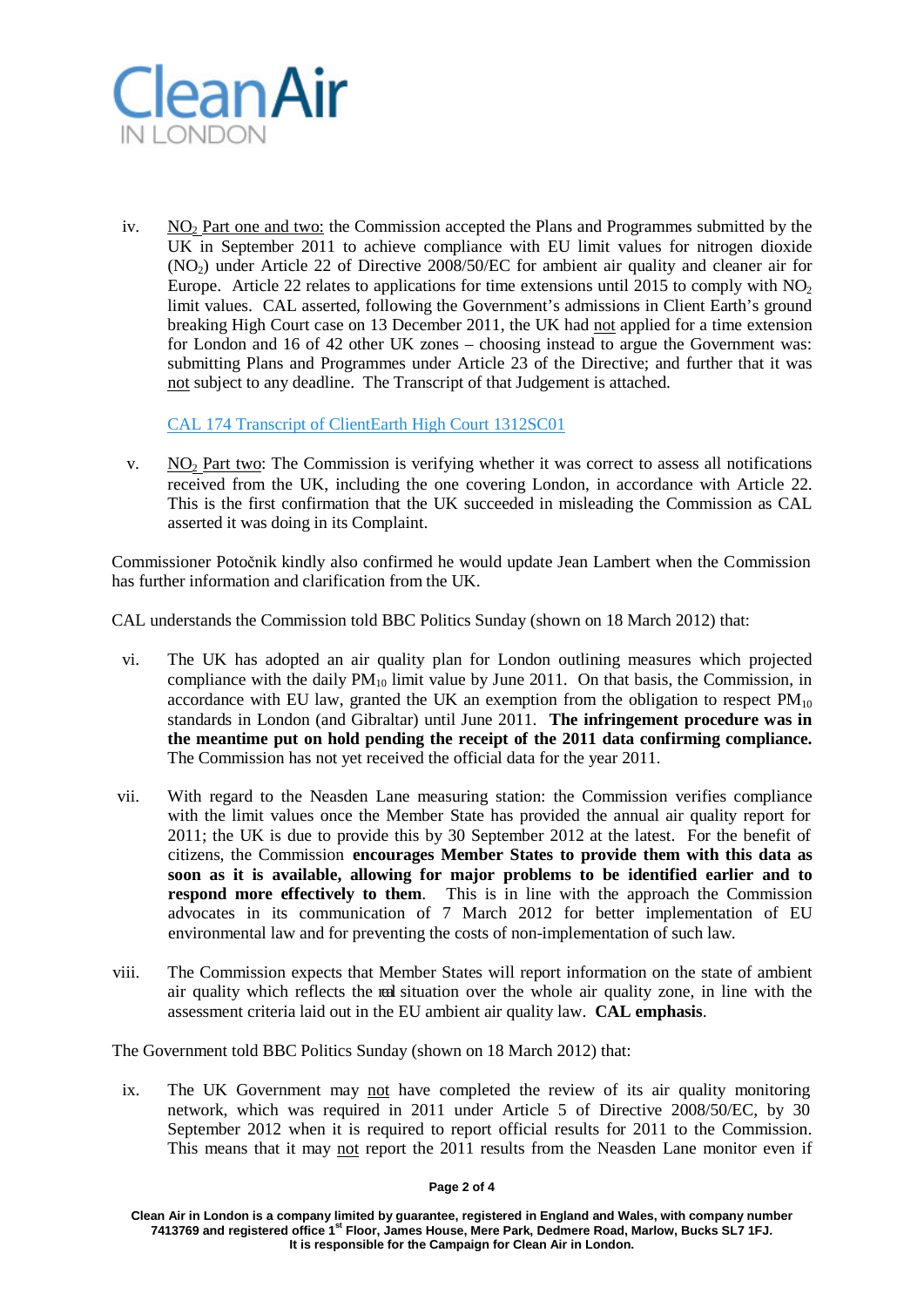iv. <u>$NO_2$ Part one and two:</u> the Commission accepted the Plans and Programmes submitted by the UK in September 2011 to achieve compliance with EU limit values for nitrogen dioxide ($NO_2$) under Article 22 of Directive 2008/50/EC for ambient air quality and cleaner air for Europe. Article 22 relates to applications for time extensions until 2015 to comply with $NO_2$ limit values. CAL asserted, following the Government's admissions in Client Earth's ground breaking High Court case on 13 December 2011, the UK had <u>not</u> applied for a time extension for London and 16 of 42 other UK zones – choosing instead to argue the Government was: submitting Plans and Programmes under Article 23 of the Directive; and further that it was <u>not</u> subject to any deadline. The Transcript of that Judgement is attached.

   CAL 174 Transcript of ClientEarth High Court 1312SC01

v. <u>$NO_2$ Part two</u>: The Commission is verifying whether it was correct to assess all notifications received from the UK, including the one covering London, in accordance with Article 22. This is the first confirmation that the UK succeeded in misleading the Commission as CAL asserted it was doing in its Complaint.

Commissioner Potočnik kindly also confirmed he would update Jean Lambert when the Commission has further information and clarification from the UK.

CAL understands the Commission told BBC Politics Sunday (shown on 18 March 2012) that:

vi. The UK has adopted an air quality plan for London outlining measures which projected compliance with the daily $PM_{10}$ limit value by June 2011. On that basis, the Commission, in accordance with EU law, granted the UK an exemption from the obligation to respect $PM_{10}$ standards in London (and Gibraltar) until June 2011. **The infringement procedure was in the meantime put on hold pending the receipt of the 2011 data confirming compliance.** The Commission has not yet received the official data for the year 2011.

vii. With regard to the Neasden Lane measuring station: the Commission verifies compliance with the limit values once the Member State has provided the annual air quality report for 2011; the UK is due to provide this by 30 September 2012 at the latest. For the benefit of citizens, the Commission **encourages Member States to provide them with this data as soon as it is available, allowing for major problems to be identified earlier and to respond more effectively to them**. This is in line with the approach the Commission advocates in its communication of 7 March 2012 for better implementation of EU environmental law and for preventing the costs of non-implementation of such law.

viii. The Commission expects that Member States will report information on the state of ambient air quality which reflects the real situation over the whole air quality zone, in line with the assessment criteria laid out in the EU ambient air quality law. **CAL emphasis**.

The Government told BBC Politics Sunday (shown on 18 March 2012) that:

ix. The UK Government may <u>not</u> have completed the review of its air quality monitoring network, which was required in 2011 under Article 5 of Directive 2008/50/EC, by 30 September 2012 when it is required to report official results for 2011 to the Commission. This means that it may <u>not</u> report the 2011 results from the Neasden Lane monitor even if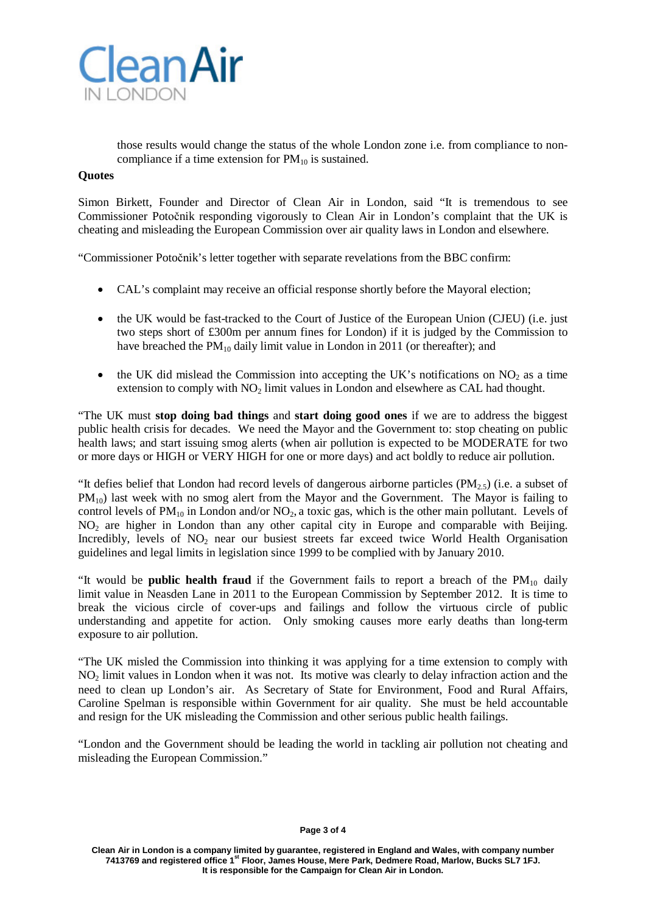those results would change the status of the whole London zone i.e. from compliance to non-compliance if a time extension for $PM_{10}$ is sustained.

**Quotes**

Simon Birkett, Founder and Director of Clean Air in London, said "It is tremendous to see Commissioner Potočnik responding vigorously to Clean Air in London's complaint that the UK is cheating and misleading the European Commission over air quality laws in London and elsewhere.

"Commissioner Potočnik's letter together with separate revelations from the BBC confirm:

- CAL's complaint may receive an official response shortly before the Mayoral election;
- the UK would be fast-tracked to the Court of Justice of the European Union (CJEU) (i.e. just two steps short of £300m per annum fines for London) if it is judged by the Commission to have breached the $PM_{10}$ daily limit value in London in 2011 (or thereafter); and
- the UK did mislead the Commission into accepting the UK's notifications on $NO_2$ as a time extension to comply with $NO_2$ limit values in London and elsewhere as CAL had thought.

"The UK must **stop doing bad things** and **start doing good ones** if we are to address the biggest public health crisis for decades. We need the Mayor and the Government to: stop cheating on public health laws; and start issuing smog alerts (when air pollution is expected to be MODERATE for two or more days or HIGH or VERY HIGH for one or more days) and act boldly to reduce air pollution.

"It defies belief that London had record levels of dangerous airborne particles ($PM_{2.5}$) (i.e. a subset of $PM_{10}$) last week with no smog alert from the Mayor and the Government. The Mayor is failing to control levels of $PM_{10}$ in London and/or $NO_2$, a toxic gas, which is the other main pollutant. Levels of $NO_2$ are higher in London than any other capital city in Europe and comparable with Beijing. Incredibly, levels of $NO_2$ near our busiest streets far exceed twice World Health Organisation guidelines and legal limits in legislation since 1999 to be complied with by January 2010.

"It would be **public health fraud** if the Government fails to report a breach of the $PM_{10}$ daily limit value in Neasden Lane in 2011 to the European Commission by September 2012. It is time to break the vicious circle of cover-ups and failings and follow the virtuous circle of public understanding and appetite for action. Only smoking causes more early deaths than long-term exposure to air pollution.

"The UK misled the Commission into thinking it was applying for a time extension to comply with $NO_2$ limit values in London when it was not. Its motive was clearly to delay infraction action and the need to clean up London's air. As Secretary of State for Environment, Food and Rural Affairs, Caroline Spelman is responsible within Government for air quality. She must be held accountable and resign for the UK misleading the Commission and other serious public health failings.

"London and the Government should be leading the world in tackling air pollution not cheating and misleading the European Commission."